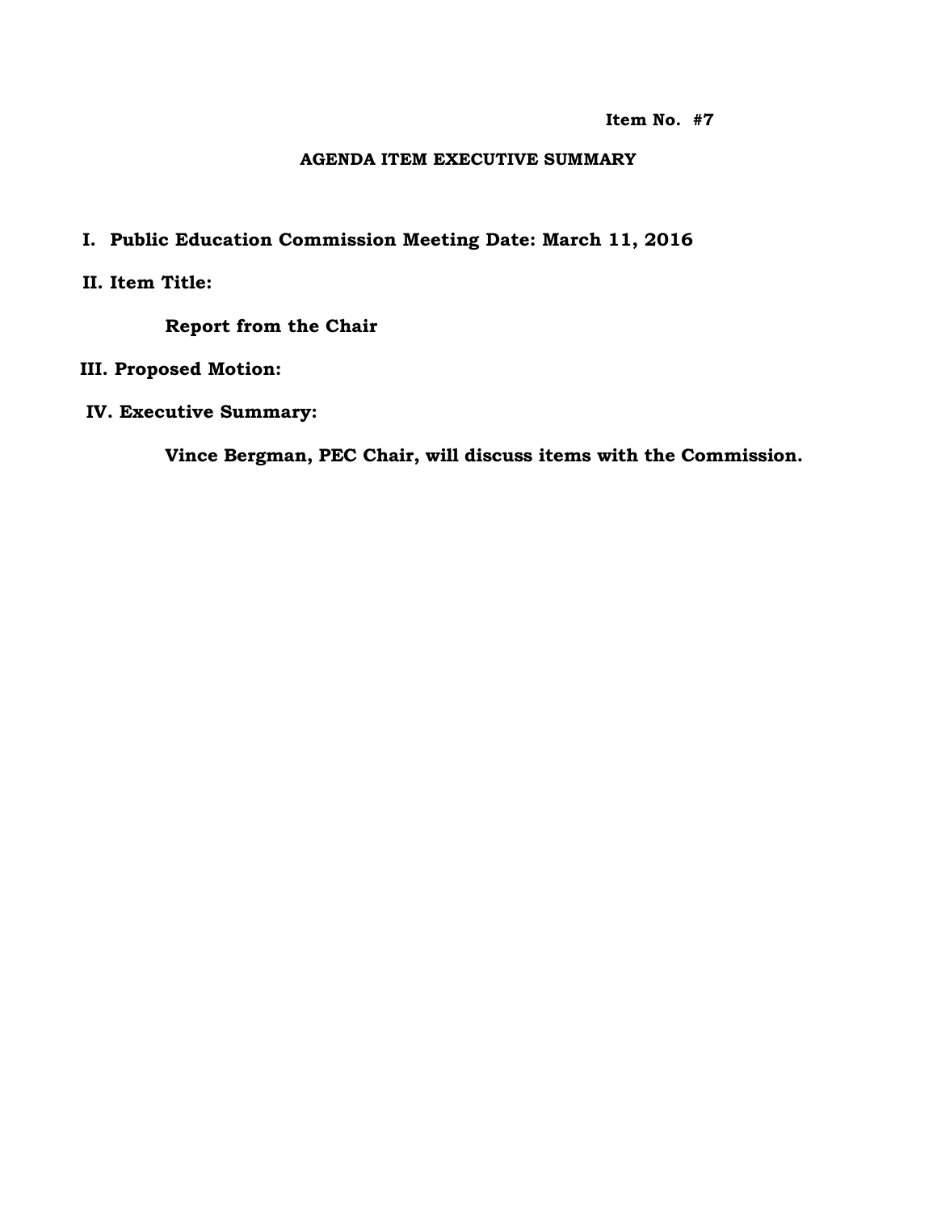**Item No. #7**

## AGENDA ITEM EXECUTIVE SUMMARY

**I. Public Education Commission Meeting Date: March 11, 2016**

**II. Item Title:**

**Report from the Chair**

**III. Proposed Motion:**

**IV. Executive Summary:**

**Vince Bergman, PEC Chair, will discuss items with the Commission.**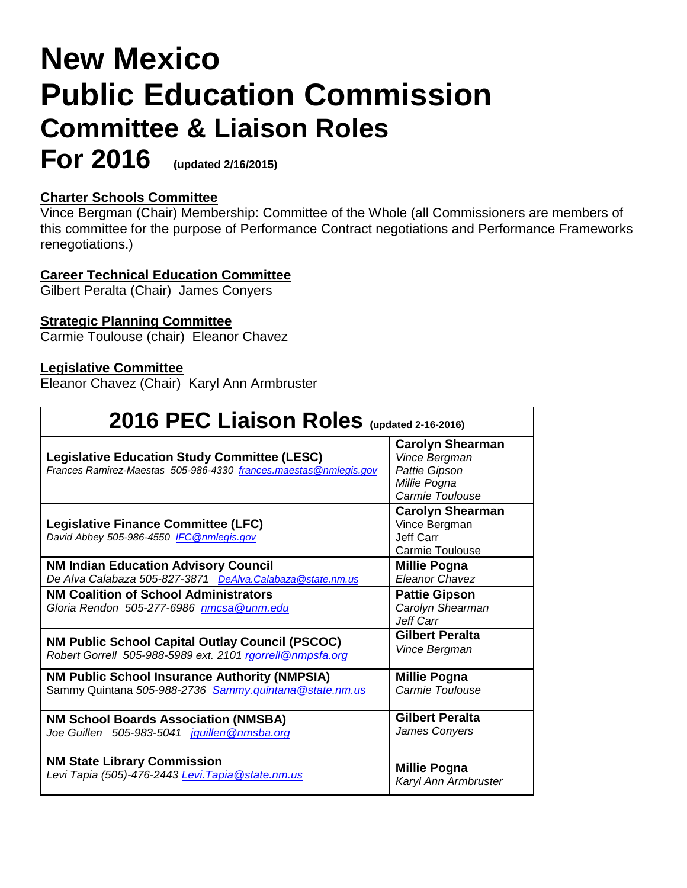# New Mexico
# Public Education Commission
## Committee & Liaison Roles
## For 2016 (updated 2/16/2015)

**Charter Schools Committee**
Vince Bergman (Chair) Membership: Committee of the Whole (all Commissioners are members of this committee for the purpose of Performance Contract negotiations and Performance Frameworks renegotiations.)

**Career Technical Education Committee**
Gilbert Peralta (Chair) James Conyers

**Strategic Planning Committee**
Carmie Toulouse (chair) Eleanor Chavez

**Legislative Committee**
Eleanor Chavez (Chair) Karyl Ann Armbruster

| 2016 PEC Liaison Roles (updated 2-16-2016) | |
|---|---|
| **Legislative Education Study Committee (LESC)**<br>*Frances Ramirez-Maestas 505-986-4330 frances.maestas@nmlegis.gov* | **Carolyn Shearman**<br>*Vince Bergman*<br>*Pattie Gipson*<br>*Millie Pogna*<br>*Carmie Toulouse* |
| **Legislative Finance Committee (LFC)**<br>*David Abbey 505-986-4550 IFC@nmlegis.gov* | **Carolyn Shearman**<br>Vince Bergman<br>Jeff Carr<br>Carmie Toulouse |
| **NM Indian Education Advisory Council**<br>*De Alva Calabaza 505-827-3871 DeAlva.Calabaza@state.nm.us* | **Millie Pogna**<br>*Eleanor Chavez* |
| **NM Coalition of School Administrators**<br>*Gloria Rendon 505-277-6986 nmcsa@unm.edu* | **Pattie Gipson**<br>*Carolyn Shearman*<br>*Jeff Carr* |
| **NM Public School Capital Outlay Council (PSCOC)**<br>*Robert Gorrell 505-988-5989 ext. 2101 rgorrell@nmpsfa.org* | **Gilbert Peralta**<br>*Vince Bergman* |
| **NM Public School Insurance Authority (NMPSIA)**<br>Sammy Quintana *505-988-2736 Sammy.quintana@state.nm.us* | **Millie Pogna**<br>*Carmie Toulouse* |
| **NM School Boards Association (NMSBA)**<br>*Joe Guillen 505-983-5041 jguillen@nmsba.org* | **Gilbert Peralta**<br>*James Conyers* |
| **NM State Library Commission**<br>*Levi Tapia (505)-476-2443 Levi.Tapia@state.nm.us* | **Millie Pogna**<br>*Karyl Ann Armbruster* |